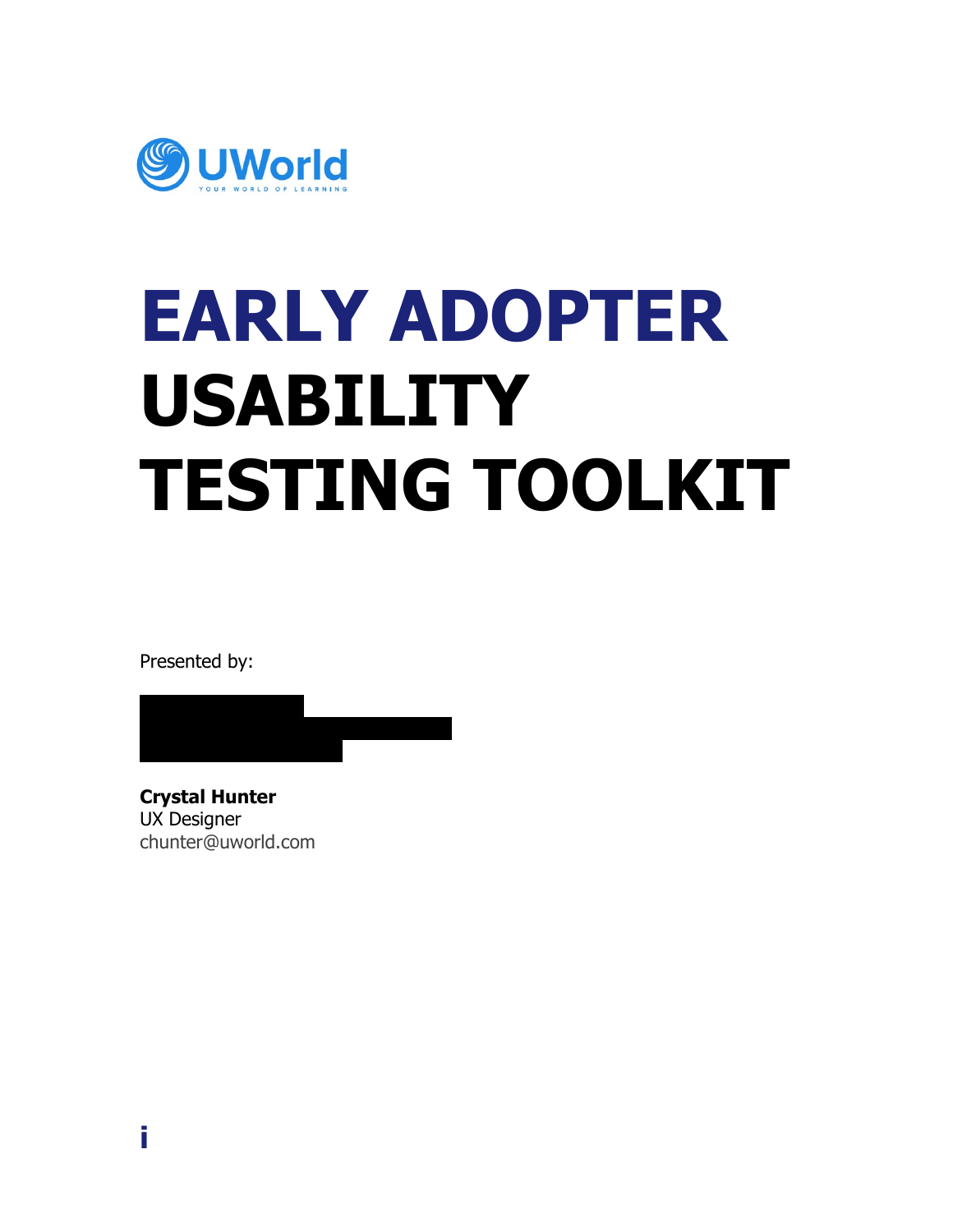UWorld

YOUR WORLD OF LEARNING

# EARLY ADOPTER USABILITY TESTING TOOLKIT

Presented by:

**Crystal Hunter**
UX Designer
chunter@uworld.com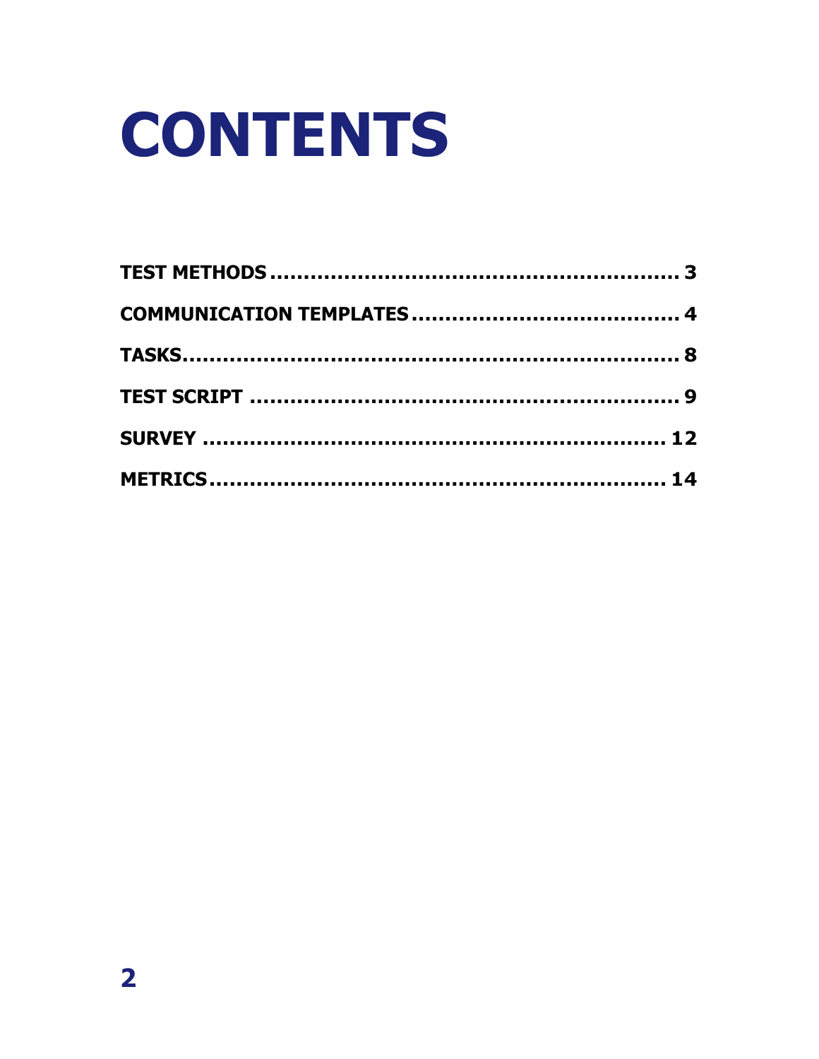# CONTENTS

TEST METHODS ........................................................... 3

COMMUNICATION TEMPLATES ...................................... 4

TASKS........................................................................ 8

TEST SCRIPT ............................................................... 9

SURVEY .................................................................... 12

METRICS................................................................... 14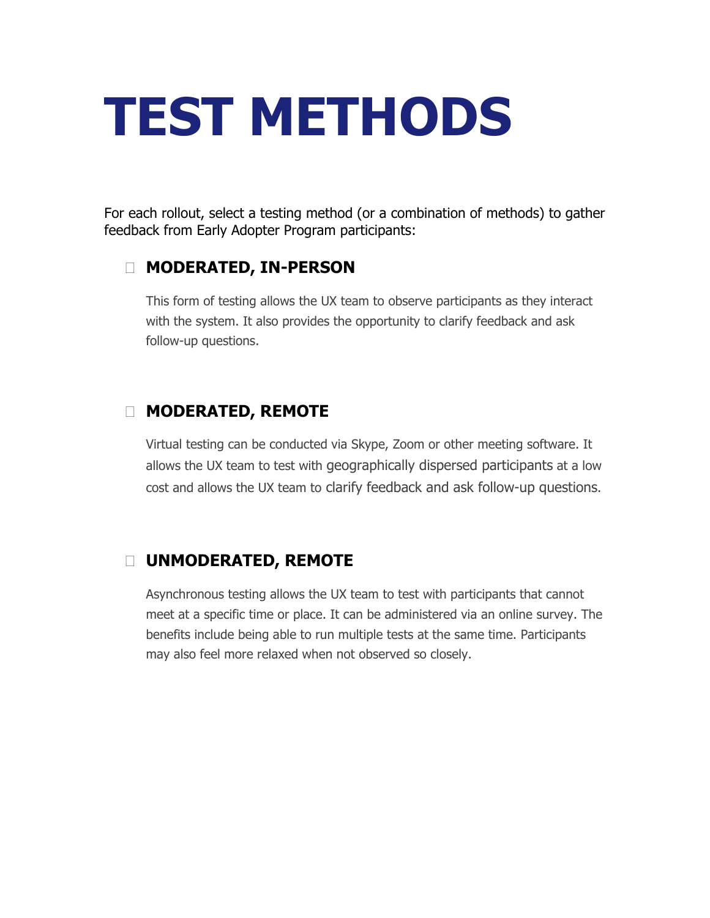# TEST METHODS

For each rollout, select a testing method (or a combination of methods) to gather feedback from Early Adopter Program participants:

- ☐ **MODERATED, IN-PERSON**

  This form of testing allows the UX team to observe participants as they interact with the system. It also provides the opportunity to clarify feedback and ask follow-up questions.

- ☐ **MODERATED, REMOTE**

  Virtual testing can be conducted via Skype, Zoom or other meeting software. It allows the UX team to test with geographically dispersed participants at a low cost and allows the UX team to clarify feedback and ask follow-up questions.

- ☐ **UNMODERATED, REMOTE**

  Asynchronous testing allows the UX team to test with participants that cannot meet at a specific time or place. It can be administered via an online survey. The benefits include being able to run multiple tests at the same time. Participants may also feel more relaxed when not observed so closely.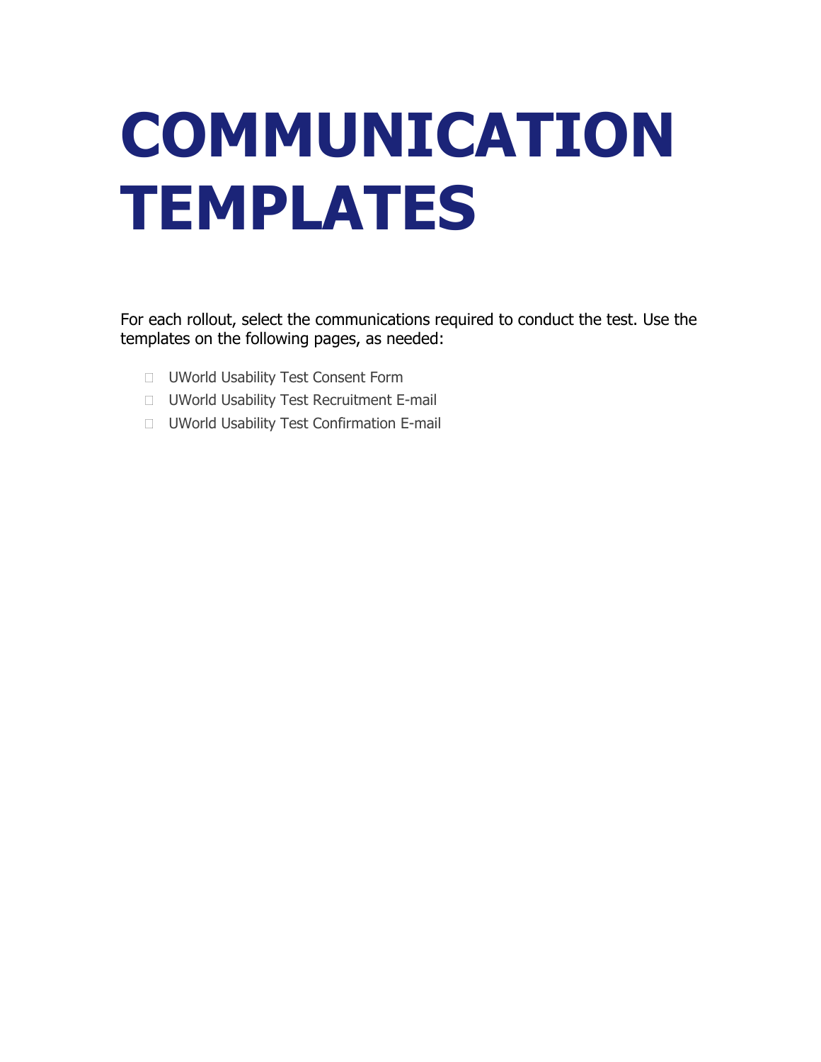# COMMUNICATION TEMPLATES

For each rollout, select the communications required to conduct the test. Use the templates on the following pages, as needed:

- UWorld Usability Test Consent Form
- UWorld Usability Test Recruitment E-mail
- UWorld Usability Test Confirmation E-mail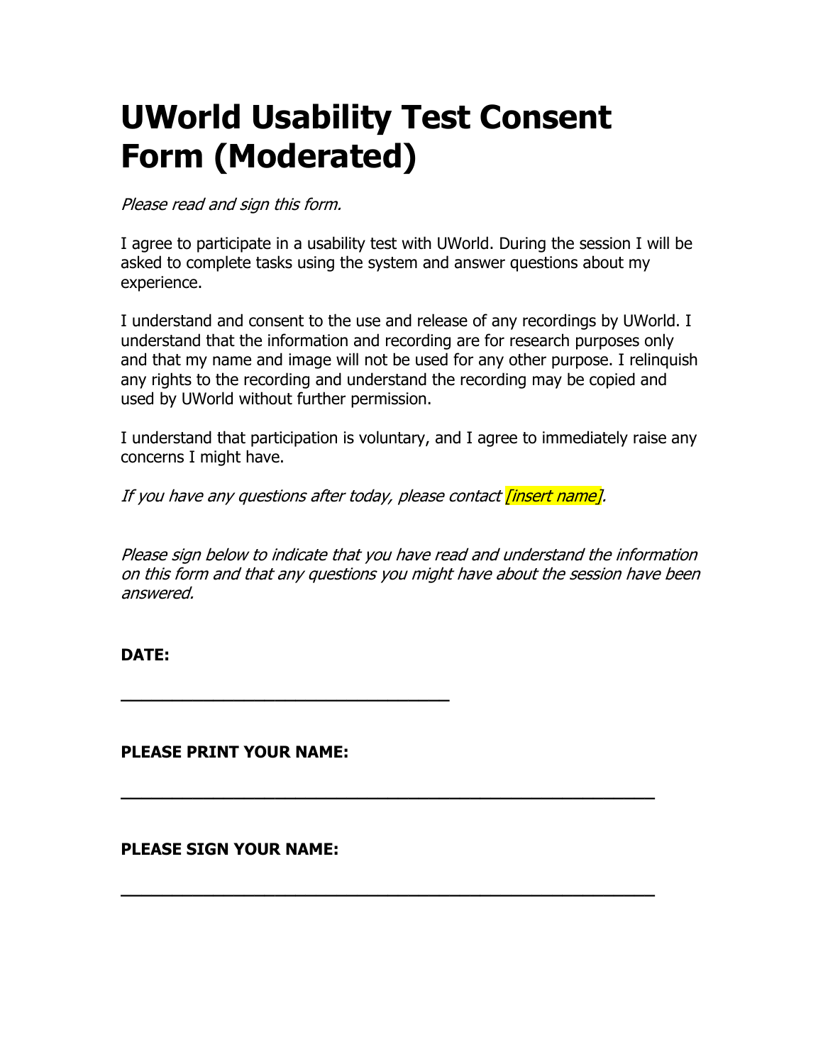# UWorld Usability Test Consent Form (Moderated)

*Please read and sign this form.*

I agree to participate in a usability test with UWorld. During the session I will be asked to complete tasks using the system and answer questions about my experience.

I understand and consent to the use and release of any recordings by UWorld. I understand that the information and recording are for research purposes only and that my name and image will not be used for any other purpose. I relinquish any rights to the recording and understand the recording may be copied and used by UWorld without further permission.

I understand that participation is voluntary, and I agree to immediately raise any concerns I might have.

*If you have any questions after today, please contact [insert name].*

*Please sign below to indicate that you have read and understand the information on this form and that any questions you might have about the session have been answered.*

**DATE:**

\_\_\_\_\_\_\_\_\_\_\_\_\_\_\_\_\_\_\_\_\_\_\_\_\_\_\_\_\_\_\_\_

**PLEASE PRINT YOUR NAME:**

\_\_\_\_\_\_\_\_\_\_\_\_\_\_\_\_\_\_\_\_\_\_\_\_\_\_\_\_\_\_\_\_\_\_\_\_\_\_\_\_\_\_\_\_\_\_\_\_\_\_

**PLEASE SIGN YOUR NAME:**

\_\_\_\_\_\_\_\_\_\_\_\_\_\_\_\_\_\_\_\_\_\_\_\_\_\_\_\_\_\_\_\_\_\_\_\_\_\_\_\_\_\_\_\_\_\_\_\_\_\_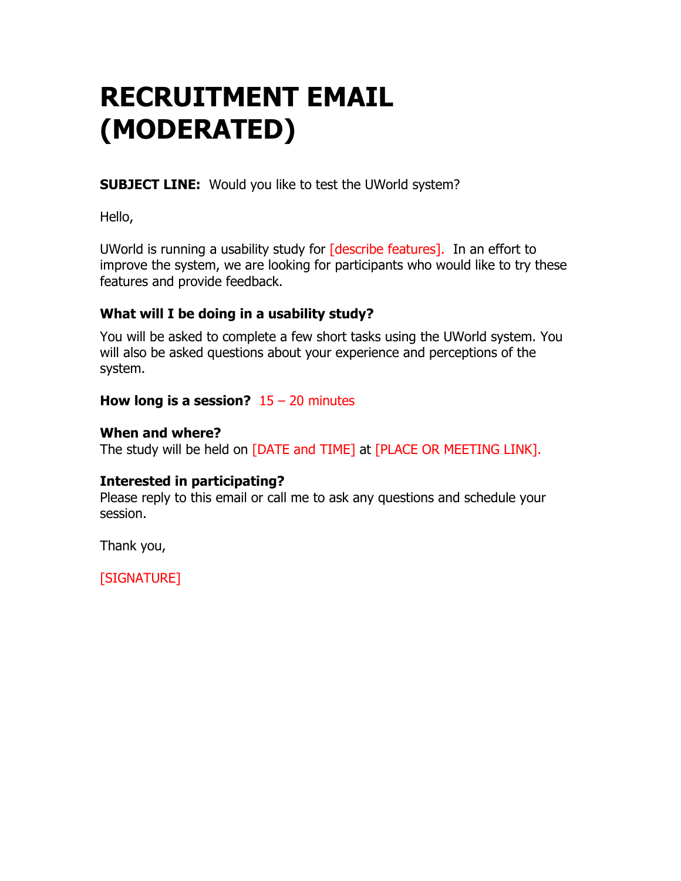# RECRUITMENT EMAIL (MODERATED)

**SUBJECT LINE:** Would you like to test the UWorld system?

Hello,

UWorld is running a usability study for [describe features]. In an effort to improve the system, we are looking for participants who would like to try these features and provide feedback.

**What will I be doing in a usability study?**

You will be asked to complete a few short tasks using the UWorld system. You will also be asked questions about your experience and perceptions of the system.

**How long is a session?** 15 – 20 minutes

**When and where?**
The study will be held on [DATE and TIME] at [PLACE OR MEETING LINK].

**Interested in participating?**
Please reply to this email or call me to ask any questions and schedule your session.

Thank you,

[SIGNATURE]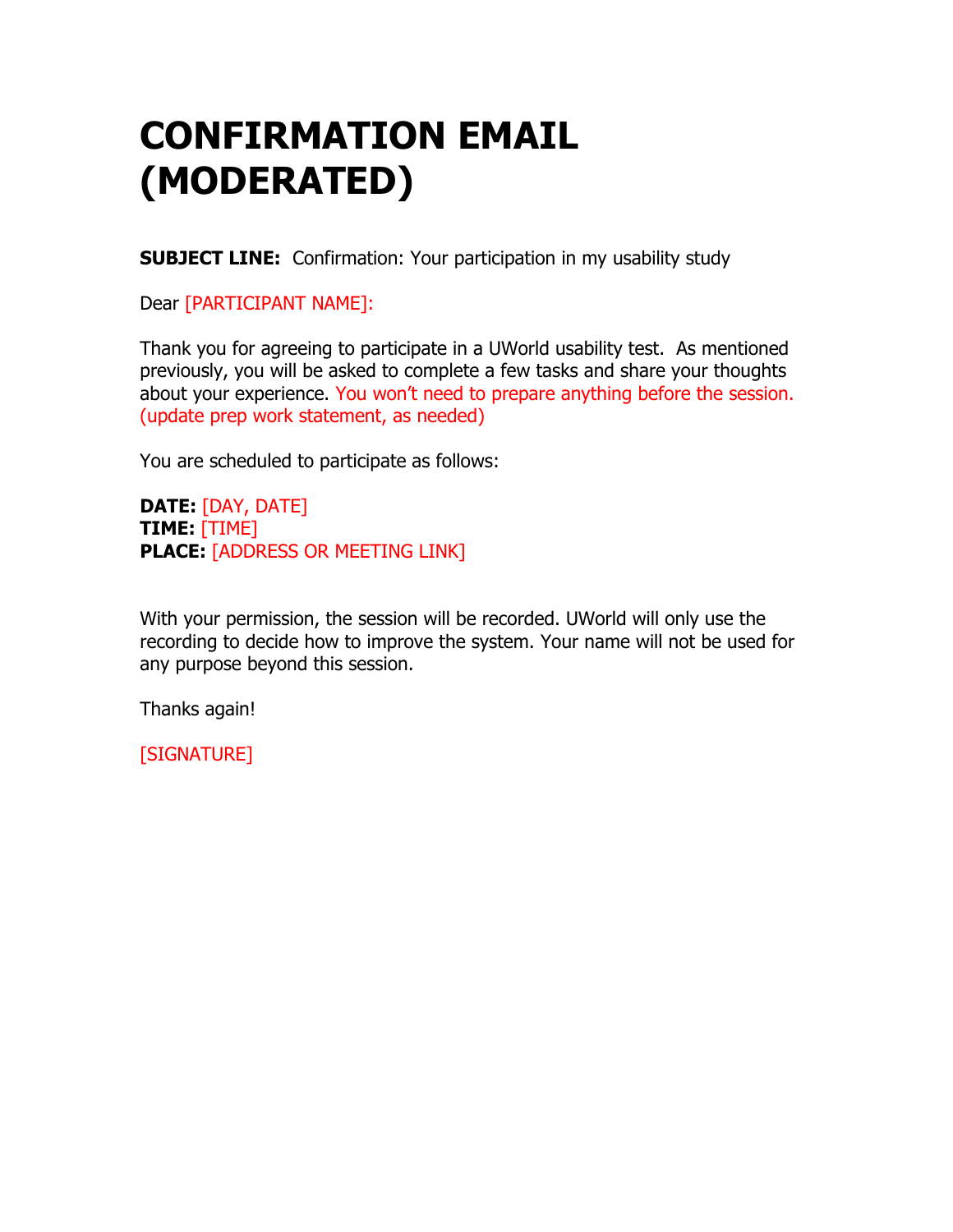# CONFIRMATION EMAIL (MODERATED)

**SUBJECT LINE:** Confirmation: Your participation in my usability study

Dear [PARTICIPANT NAME]:

Thank you for agreeing to participate in a UWorld usability test. As mentioned previously, you will be asked to complete a few tasks and share your thoughts about your experience. You won't need to prepare anything before the session. (update prep work statement, as needed)

You are scheduled to participate as follows:

**DATE:** [DAY, DATE]
**TIME:** [TIME]
**PLACE:** [ADDRESS OR MEETING LINK]

With your permission, the session will be recorded. UWorld will only use the recording to decide how to improve the system. Your name will not be used for any purpose beyond this session.

Thanks again!

[SIGNATURE]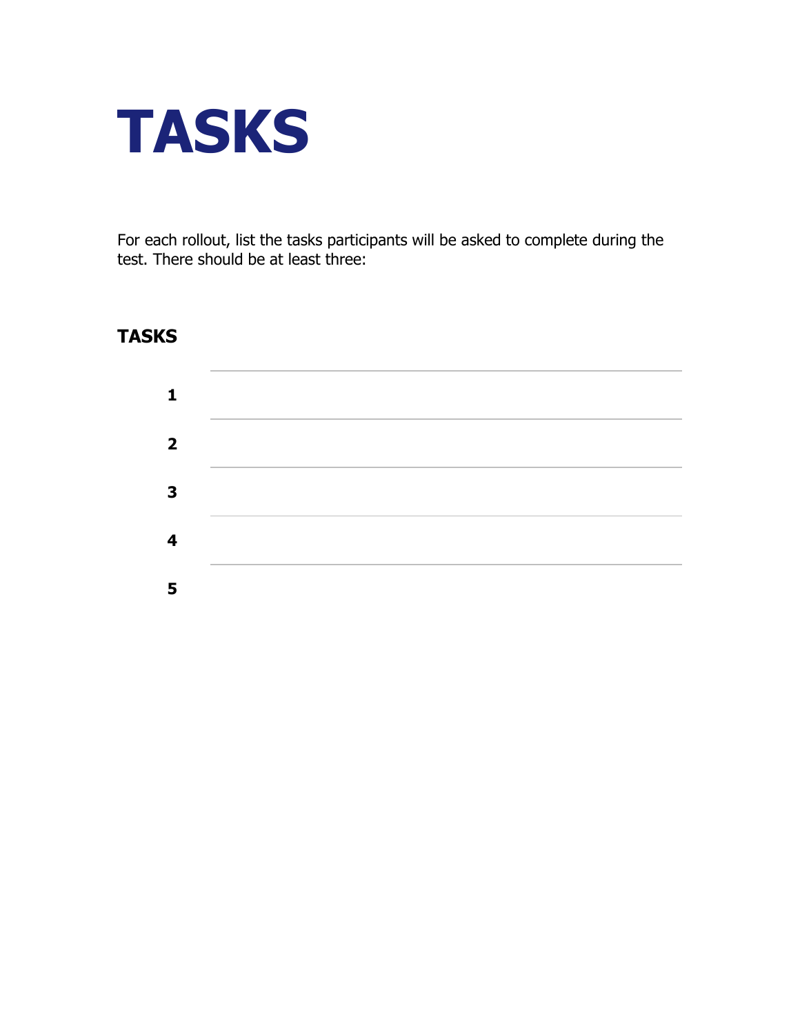# TASKS

For each rollout, list the tasks participants will be asked to complete during the test. There should be at least three:

## TASKS

| | |
|---|---|
| **1** | |
| **2** | |
| **3** | |
| **4** | |
| **5** | |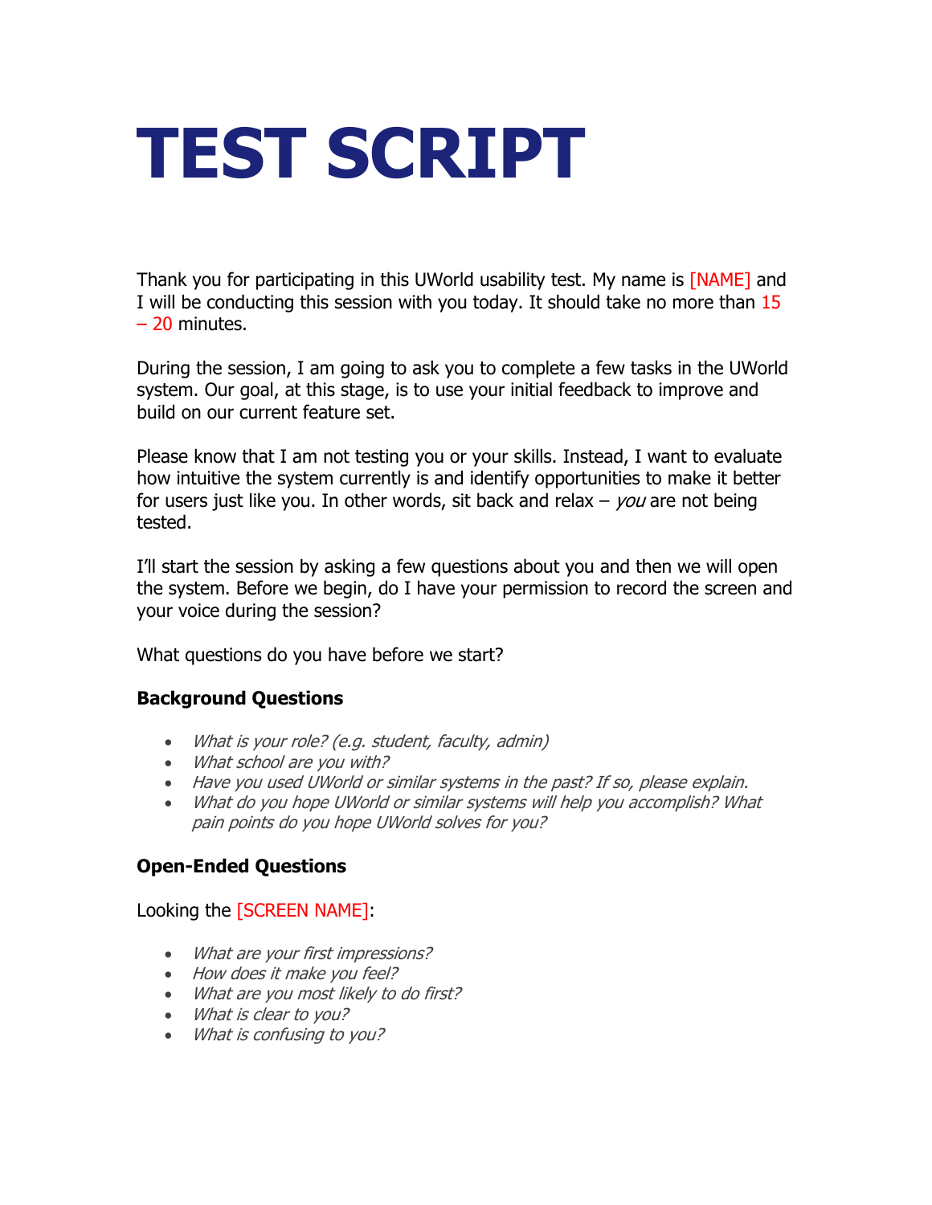# TEST SCRIPT

Thank you for participating in this UWorld usability test. My name is [NAME] and I will be conducting this session with you today. It should take no more than 15 – 20 minutes.

During the session, I am going to ask you to complete a few tasks in the UWorld system. Our goal, at this stage, is to use your initial feedback to improve and build on our current feature set.

Please know that I am not testing you or your skills. Instead, I want to evaluate how intuitive the system currently is and identify opportunities to make it better for users just like you. In other words, sit back and relax – *you* are not being tested.

I'll start the session by asking a few questions about you and then we will open the system. Before we begin, do I have your permission to record the screen and your voice during the session?

What questions do you have before we start?

### Background Questions

- *What is your role? (e.g. student, faculty, admin)*
- *What school are you with?*
- *Have you used UWorld or similar systems in the past? If so, please explain.*
- *What do you hope UWorld or similar systems will help you accomplish? What pain points do you hope UWorld solves for you?*

### Open-Ended Questions

Looking the [SCREEN NAME]:

- *What are your first impressions?*
- *How does it make you feel?*
- *What are you most likely to do first?*
- *What is clear to you?*
- *What is confusing to you?*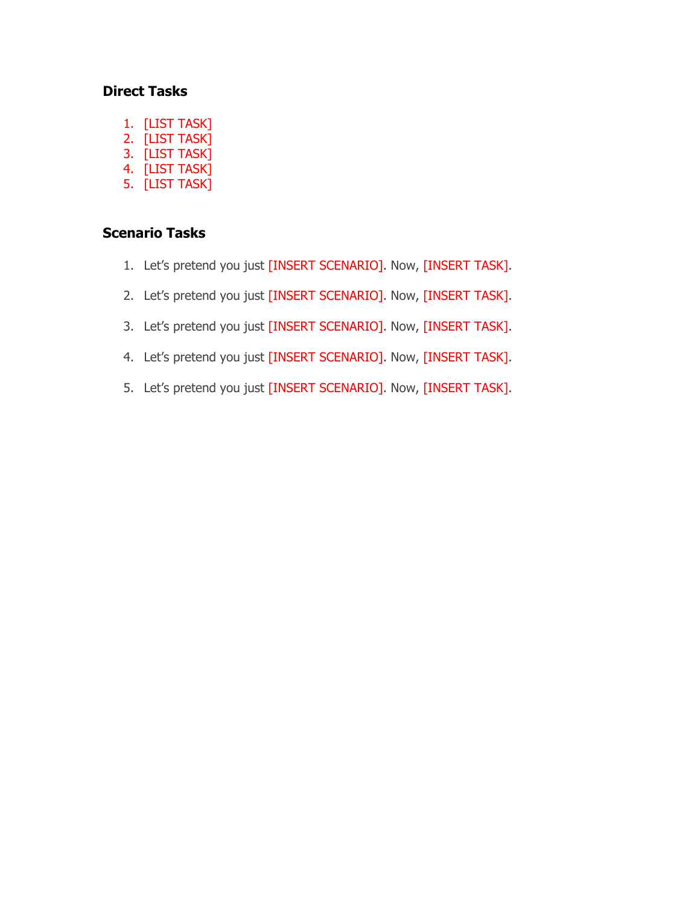### Direct Tasks

1. [LIST TASK]
2. [LIST TASK]
3. [LIST TASK]
4. [LIST TASK]
5. [LIST TASK]

### Scenario Tasks

1. Let's pretend you just [INSERT SCENARIO]. Now, [INSERT TASK].

2. Let's pretend you just [INSERT SCENARIO]. Now, [INSERT TASK].

3. Let's pretend you just [INSERT SCENARIO]. Now, [INSERT TASK].

4. Let's pretend you just [INSERT SCENARIO]. Now, [INSERT TASK].

5. Let's pretend you just [INSERT SCENARIO]. Now, [INSERT TASK].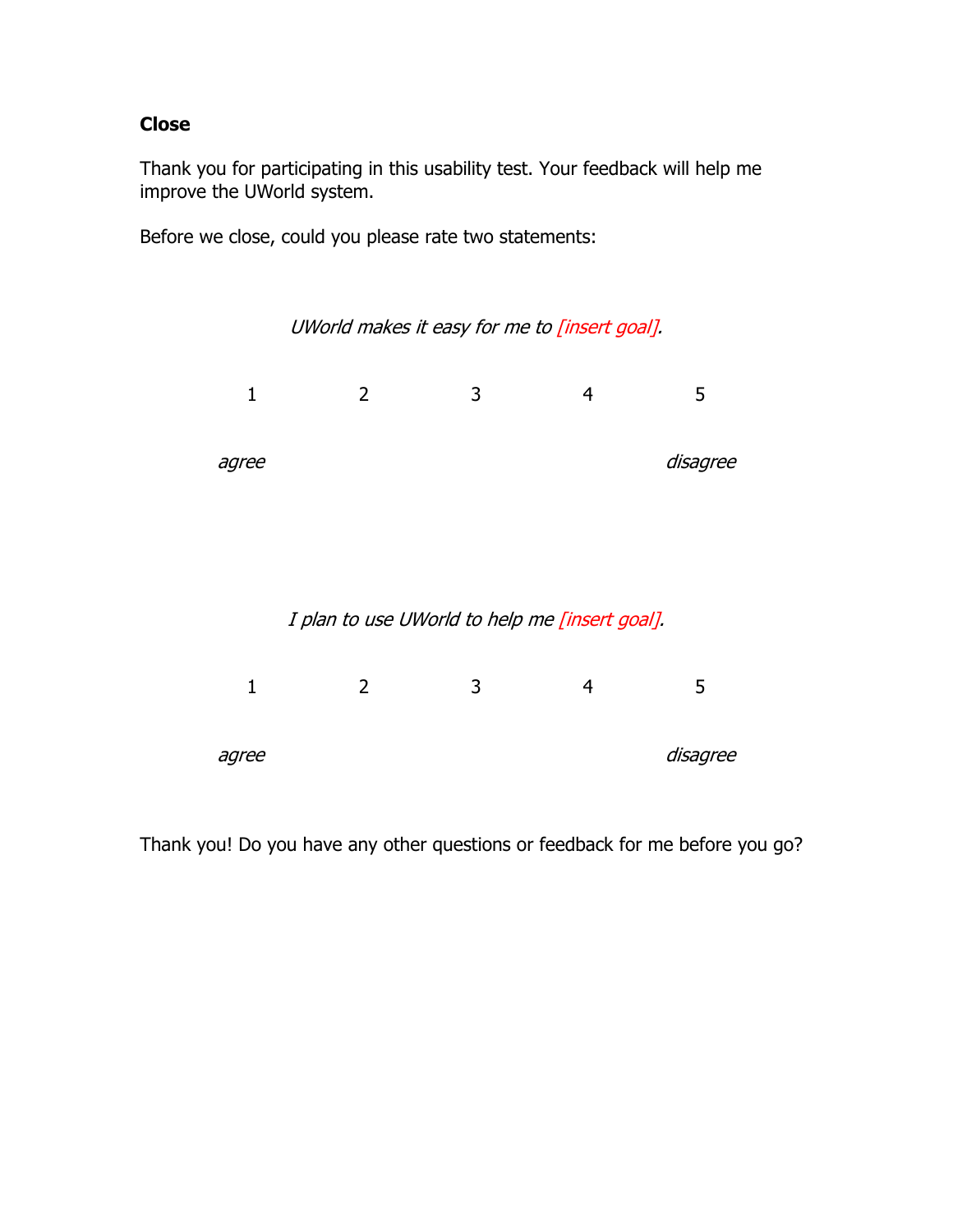**Close**

Thank you for participating in this usability test. Your feedback will help me improve the UWorld system.

Before we close, could you please rate two statements:

*UWorld makes it easy for me to [insert goal].*

| 1 | 2 | 3 | 4 | 5 |
|---|---|---|---|---|
| *agree* | | | | *disagree* |

*I plan to use UWorld to help me [insert goal].*

| 1 | 2 | 3 | 4 | 5 |
|---|---|---|---|---|
| *agree* | | | | *disagree* |

Thank you! Do you have any other questions or feedback for me before you go?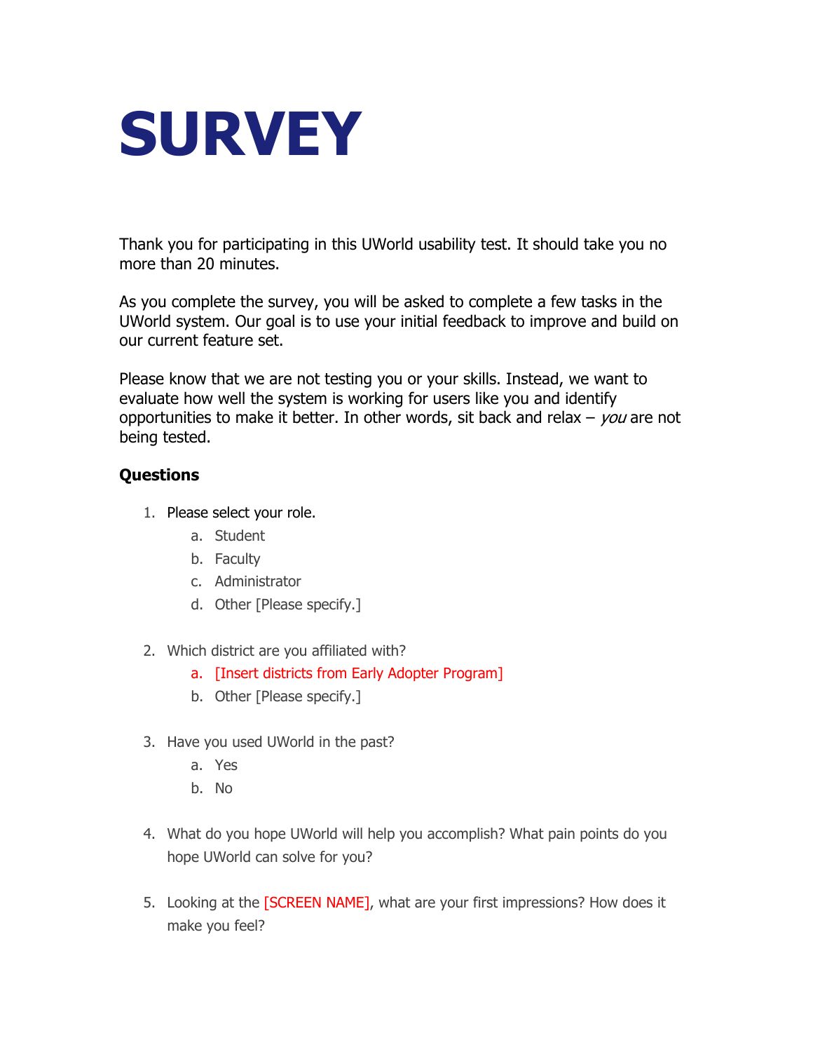# SURVEY

Thank you for participating in this UWorld usability test. It should take you no more than 20 minutes.

As you complete the survey, you will be asked to complete a few tasks in the UWorld system. Our goal is to use your initial feedback to improve and build on our current feature set.

Please know that we are not testing you or your skills. Instead, we want to evaluate how well the system is working for users like you and identify opportunities to make it better. In other words, sit back and relax – *you* are not being tested.

### Questions

1. Please select your role.
   a. Student
   b. Faculty
   c. Administrator
   d. Other [Please specify.]

2. Which district are you affiliated with?
   a. [Insert districts from Early Adopter Program]
   b. Other [Please specify.]

3. Have you used UWorld in the past?
   a. Yes
   b. No

4. What do you hope UWorld will help you accomplish? What pain points do you hope UWorld can solve for you?

5. Looking at the [SCREEN NAME], what are your first impressions? How does it make you feel?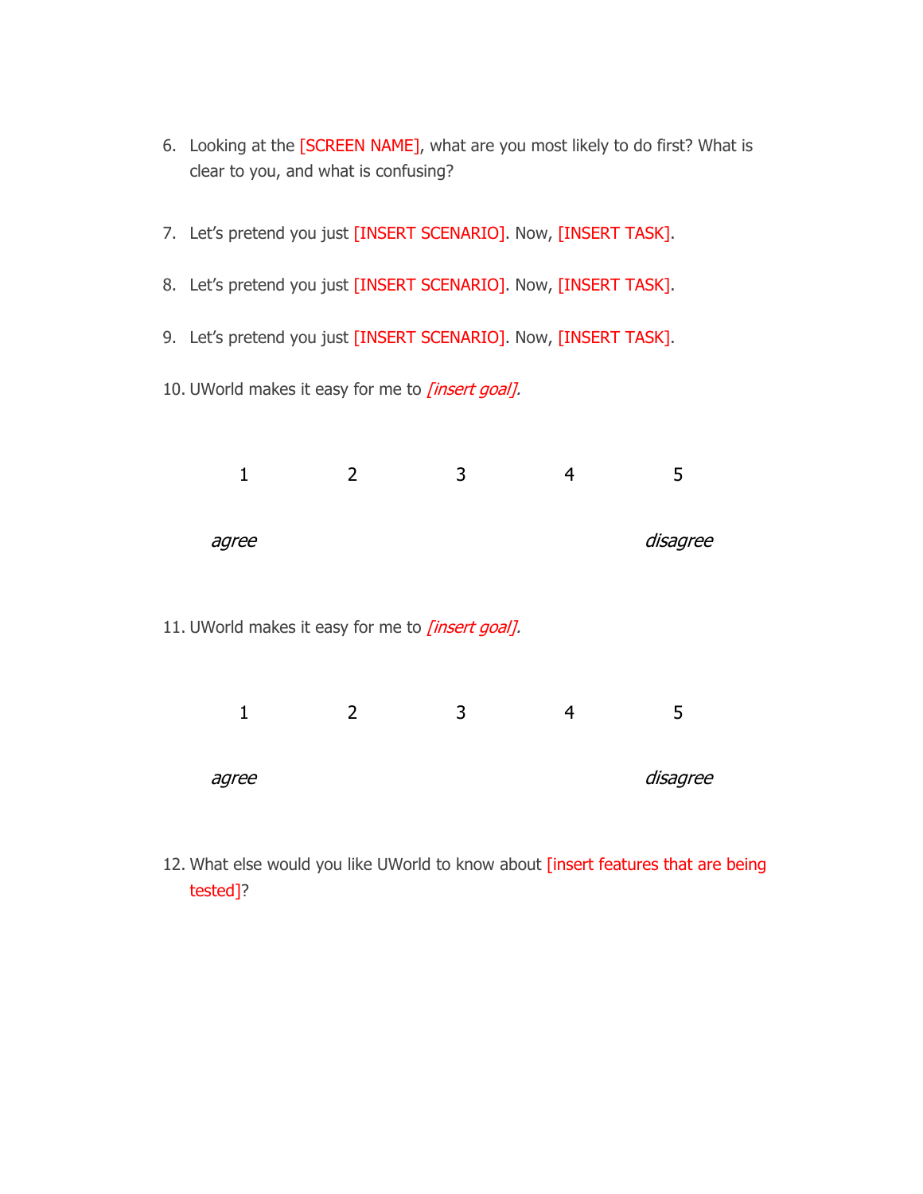6. Looking at the [SCREEN NAME], what are you most likely to do first? What is clear to you, and what is confusing?

7. Let's pretend you just [INSERT SCENARIO]. Now, [INSERT TASK].

8. Let's pretend you just [INSERT SCENARIO]. Now, [INSERT TASK].

9. Let's pretend you just [INSERT SCENARIO]. Now, [INSERT TASK].

10. UWorld makes it easy for me to *[insert goal].*

| 1 | 2 | 3 | 4 | 5 |
|---|---|---|---|---|
| *agree* | | | | *disagree* |

11. UWorld makes it easy for me to *[insert goal]*.

| 1 | 2 | 3 | 4 | 5 |
|---|---|---|---|---|
| *agree* | | | | *disagree* |

12. What else would you like UWorld to know about [insert features that are being tested]?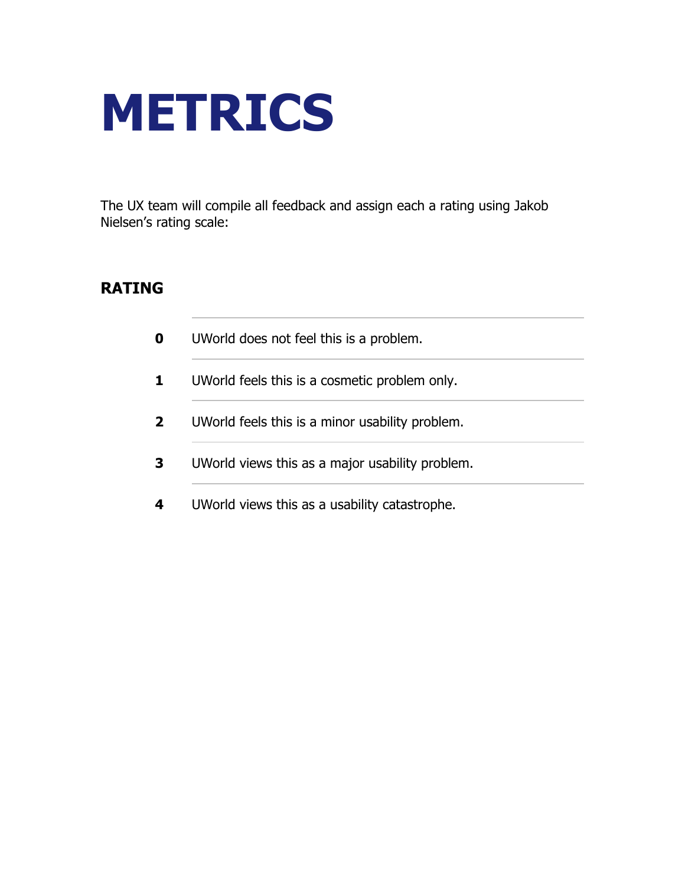# METRICS

The UX team will compile all feedback and assign each a rating using Jakob Nielsen's rating scale:

### RATING

| | |
|---|---|
| **0** | UWorld does not feel this is a problem. |
| **1** | UWorld feels this is a cosmetic problem only. |
| **2** | UWorld feels this is a minor usability problem. |
| **3** | UWorld views this as a major usability problem. |
| **4** | UWorld views this as a usability catastrophe. |